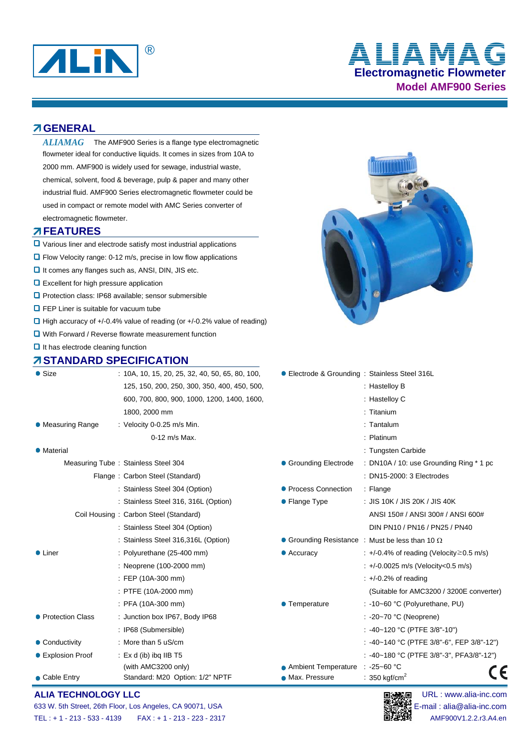# ALIAMAG

## Electromagnetic Flowmeter

### Model AMF900 Series

## GENERAL

*ALIAMAG* The AMF900 Series is a flange type electromagnetic flowmeter ideal for conductive liquids. It comes in sizes from 10A to 2000 mm. AMF900 is widely used for sewage, industrial waste, chemical, solvent, food & beverage, pulp & paper and many other industrial fluid. AMF900 Series electromagnetic flowmeter could be used in compact or remote model with AMC Series converter of electromagnetic flowmeter.

## FEATURES

- Various liner and electrode satisfy most industrial applications
- Flow Velocity range: 0-12 m/s, precise in low flow applications
- It comes any flanges such as, ANSI, DIN, JIS etc.
- Excellent for high pressure application
- Protection class: IP68 available; sensor submersible
- FEP Liner is suitable for vacuum tube
- High accuracy of +/-0.4% value of reading (or +/-0.2% value of reading)
- With Forward / Reverse flowrate measurement function
- It has electrode cleaning function

## STANDARD SPECIFICATION

| Item | | Specification |
|---|---|---|
| Size | | 10A, 10, 15, 20, 25, 32, 40, 50, 65, 80, 100, 125, 150, 200, 250, 300, 350, 400, 450, 500, 600, 700, 800, 900, 1000, 1200, 1400, 1600, 1800, 2000 mm |
| Measuring Range | | Velocity 0-0.25 m/s Min. |
| | | 0-12 m/s Max. |
| Material | Measuring Tube | Stainless Steel 304 |
| | Flange | Carbon Steel (Standard) |
| | | Stainless Steel 304 (Option) |
| | | Stainless Steel 316, 316L (Option) |
| | Coil Housing | Carbon Steel (Standard) |
| | | Stainless Steel 304 (Option) |
| | | Stainless Steel 316,316L (Option) |
| Liner | | Polyurethane (25-400 mm) |
| | | Neoprene (100-2000 mm) |
| | | FEP (10A-300 mm) |
| | | PTFE (10A-2000 mm) |
| | | PFA (10A-300 mm) |
| Protection Class | | Junction box IP67, Body IP68 |
| | | IP68 (Submersible) |
| Conductivity | | More than 5 uS/cm |
| Explosion Proof | | Ex d (ib) ibq IIB T5 (with AMC3200 only) |
| Cable Entry | | Standard: M20 Option: 1/2" NPTF |

| Item | Specification |
|---|---|
| Electrode & Grounding | Stainless Steel 316L |
| | Hastelloy B |
| | Hastelloy C |
| | Titanium |
| | Tantalum |
| | Platinum |
| | Tungsten Carbide |
| Grounding Electrode | DN10A / 10: use Grounding Ring * 1 pc |
| | DN15-2000: 3 Electrodes |
| Process Connection | Flange |
| Flange Type | JIS 10K / JIS 20K / JIS 40K |
| | ANSI 150# / ANSI 300# / ANSI 600# |
| | DIN PN10 / PN16 / PN25 / PN40 |
| Grounding Resistance | Must be less than 10 Ω |
| Accuracy | +/-0.4% of reading (Velocity≥0.5 m/s) |
| | +/-0.0025 m/s (Velocity<0.5 m/s) |
| | +/-0.2% of reading (Suitable for AMC3200 / 3200E converter) |
| Temperature | -10~60 °C (Polyurethane, PU) |
| | -20~70 °C (Neoprene) |
| | -40~120 °C (PTFE 3/8"-10") |
| | -40~140 °C (PTFE 3/8"-6", FEP 3/8"-12") |
| | -40~180 °C (PTFE 3/8"-3", PFA3/8"-12") |
| Ambient Temperature | -25~60 °C |
| Max. Pressure | 350 kgf/cm$^2$ |

**ALIA TECHNOLOGY LLC**

633 W. 5th Street, 26th Floor, Los Angeles, CA 90071, USA

TEL : + 1 - 213 - 533 - 4139 FAX : + 1 - 213 - 223 - 2317

URL : www.alia-inc.com

E-mail : alia@alia-inc.com

AMF900V1.2.2.r3.A4.en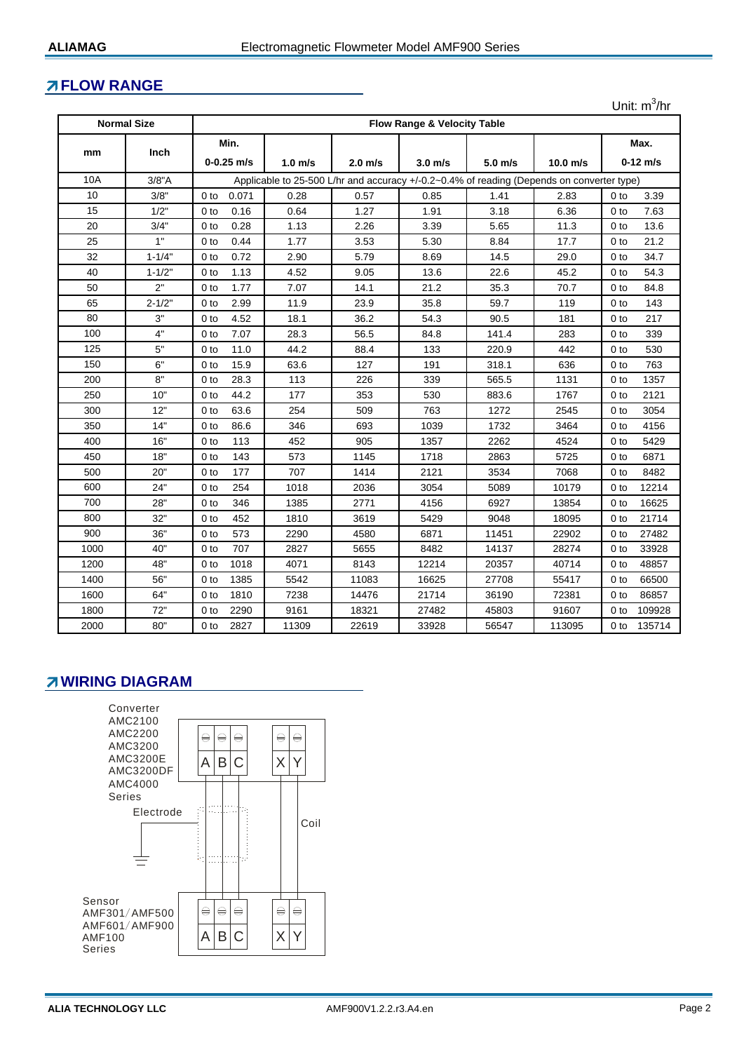## FLOW RANGE

Unit: $m^3/hr$

| Normal Size | | Flow Range & Velocity Table | | | | | | |
|---|---|---|---|---|---|---|---|---|
| mm | Inch | Min. 0-0.25 m/s | 1.0 m/s | 2.0 m/s | 3.0 m/s | 5.0 m/s | 10.0 m/s | Max. 0-12 m/s |
| 10A | 3/8"A | Applicable to 25-500 L/hr and accuracy +/-0.2~0.4% of reading (Depends on converter type) | | | | | | |
| 10 | 3/8" | 0 to 0.071 | 0.28 | 0.57 | 0.85 | 1.41 | 2.83 | 0 to 3.39 |
| 15 | 1/2" | 0 to 0.16 | 0.64 | 1.27 | 1.91 | 3.18 | 6.36 | 0 to 7.63 |
| 20 | 3/4" | 0 to 0.28 | 1.13 | 2.26 | 3.39 | 5.65 | 11.3 | 0 to 13.6 |
| 25 | 1" | 0 to 0.44 | 1.77 | 3.53 | 5.30 | 8.84 | 17.7 | 0 to 21.2 |
| 32 | 1-1/4" | 0 to 0.72 | 2.90 | 5.79 | 8.69 | 14.5 | 29.0 | 0 to 34.7 |
| 40 | 1-1/2" | 0 to 1.13 | 4.52 | 9.05 | 13.6 | 22.6 | 45.2 | 0 to 54.3 |
| 50 | 2" | 0 to 1.77 | 7.07 | 14.1 | 21.2 | 35.3 | 70.7 | 0 to 84.8 |
| 65 | 2-1/2" | 0 to 2.99 | 11.9 | 23.9 | 35.8 | 59.7 | 119 | 0 to 143 |
| 80 | 3" | 0 to 4.52 | 18.1 | 36.2 | 54.3 | 90.5 | 181 | 0 to 217 |
| 100 | 4" | 0 to 7.07 | 28.3 | 56.5 | 84.8 | 141.4 | 283 | 0 to 339 |
| 125 | 5" | 0 to 11.0 | 44.2 | 88.4 | 133 | 220.9 | 442 | 0 to 530 |
| 150 | 6" | 0 to 15.9 | 63.6 | 127 | 191 | 318.1 | 636 | 0 to 763 |
| 200 | 8" | 0 to 28.3 | 113 | 226 | 339 | 565.5 | 1131 | 0 to 1357 |
| 250 | 10" | 0 to 44.2 | 177 | 353 | 530 | 883.6 | 1767 | 0 to 2121 |
| 300 | 12" | 0 to 63.6 | 254 | 509 | 763 | 1272 | 2545 | 0 to 3054 |
| 350 | 14" | 0 to 86.6 | 346 | 693 | 1039 | 1732 | 3464 | 0 to 4156 |
| 400 | 16" | 0 to 113 | 452 | 905 | 1357 | 2262 | 4524 | 0 to 5429 |
| 450 | 18" | 0 to 143 | 573 | 1145 | 1718 | 2863 | 5725 | 0 to 6871 |
| 500 | 20" | 0 to 177 | 707 | 1414 | 2121 | 3534 | 7068 | 0 to 8482 |
| 600 | 24" | 0 to 254 | 1018 | 2036 | 3054 | 5089 | 10179 | 0 to 12214 |
| 700 | 28" | 0 to 346 | 1385 | 2771 | 4156 | 6927 | 13854 | 0 to 16625 |
| 800 | 32" | 0 to 452 | 1810 | 3619 | 5429 | 9048 | 18095 | 0 to 21714 |
| 900 | 36" | 0 to 573 | 2290 | 4580 | 6871 | 11451 | 22902 | 0 to 27482 |
| 1000 | 40" | 0 to 707 | 2827 | 5655 | 8482 | 14137 | 28274 | 0 to 33928 |
| 1200 | 48" | 0 to 1018 | 4071 | 8143 | 12214 | 20357 | 40714 | 0 to 48857 |
| 1400 | 56" | 0 to 1385 | 5542 | 11083 | 16625 | 27708 | 55417 | 0 to 66500 |
| 1600 | 64" | 0 to 1810 | 7238 | 14476 | 21714 | 36190 | 72381 | 0 to 86857 |
| 1800 | 72" | 0 to 2290 | 9161 | 18321 | 27482 | 45803 | 91607 | 0 to 109928 |
| 2000 | 80" | 0 to 2827 | 11309 | 22619 | 33928 | 56547 | 113095 | 0 to 135714 |

## WIRING DIAGRAM

Converter AMC2100 AMC2200 AMC3200 AMC3200E AMC3200DF AMC4000 Series

A B C | X Y

Electrode

Coil

Sensor AMF301/AMF500 AMF601/AMF900 AMF100 Series

A B C | X Y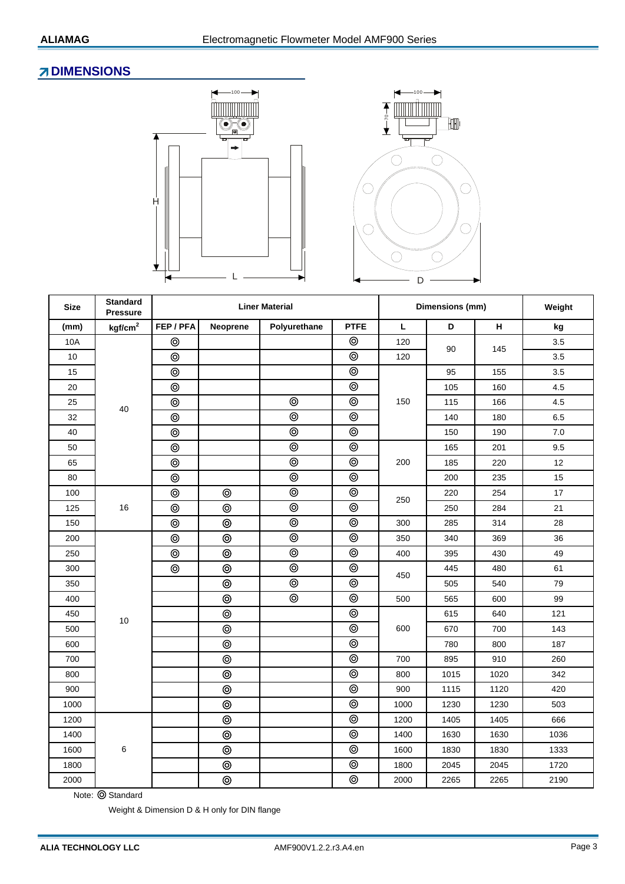## DIMENSIONS

| Size | Standard Pressure | Liner Material | | | | Dimensions (mm) | | | Weight |
|---|---|---|---|---|---|---|---|---|---|
| (mm) | kgf/cm$^2$ | FEP / PFA | Neoprene | Polyurethane | PTFE | L | D | H | kg |
| 10A | 40 | ◎ | | | ◎ | 120 | 90 | 145 | 3.5 |
| 10 | | ◎ | | | ◎ | 120 | | | 3.5 |
| 15 | | ◎ | | | ◎ | 150 | 95 | 155 | 3.5 |
| 20 | | ◎ | | | ◎ | | 105 | 160 | 4.5 |
| 25 | | ◎ | | ◎ | ◎ | | 115 | 166 | 4.5 |
| 32 | | ◎ | | ◎ | ◎ | | 140 | 180 | 6.5 |
| 40 | | ◎ | | ◎ | ◎ | | 150 | 190 | 7.0 |
| 50 | | ◎ | | ◎ | ◎ | 200 | 165 | 201 | 9.5 |
| 65 | | ◎ | | ◎ | ◎ | | 185 | 220 | 12 |
| 80 | | ◎ | | ◎ | ◎ | | 200 | 235 | 15 |
| 100 | 16 | ◎ | ◎ | ◎ | ◎ | 250 | 220 | 254 | 17 |
| 125 | | ◎ | ◎ | ◎ | ◎ | | 250 | 284 | 21 |
| 150 | | ◎ | ◎ | ◎ | ◎ | 300 | 285 | 314 | 28 |
| 200 | 10 | ◎ | ◎ | ◎ | ◎ | 350 | 340 | 369 | 36 |
| 250 | | ◎ | ◎ | ◎ | ◎ | 400 | 395 | 430 | 49 |
| 300 | | ◎ | ◎ | ◎ | ◎ | 450 | 445 | 480 | 61 |
| 350 | | | ◎ | ◎ | ◎ | | 505 | 540 | 79 |
| 400 | | | ◎ | ◎ | ◎ | 500 | 565 | 600 | 99 |
| 450 | | | ◎ | | ◎ | 600 | 615 | 640 | 121 |
| 500 | | | ◎ | | ◎ | | 670 | 700 | 143 |
| 600 | | | ◎ | | ◎ | | 780 | 800 | 187 |
| 700 | | | ◎ | | ◎ | 700 | 895 | 910 | 260 |
| 800 | | | ◎ | | ◎ | 800 | 1015 | 1020 | 342 |
| 900 | | | ◎ | | ◎ | 900 | 1115 | 1120 | 420 |
| 1000 | | | ◎ | | ◎ | 1000 | 1230 | 1230 | 503 |
| 1200 | 6 | | ◎ | | ◎ | 1200 | 1405 | 1405 | 666 |
| 1400 | | | ◎ | | ◎ | 1400 | 1630 | 1630 | 1036 |
| 1600 | | | ◎ | | ◎ | 1600 | 1830 | 1830 | 1333 |
| 1800 | | | ◎ | | ◎ | 1800 | 2045 | 2045 | 1720 |
| 2000 | | | ◎ | | ◎ | 2000 | 2265 | 2265 | 2190 |

Note: ◎ Standard

Weight & Dimension D & H only for DIN flange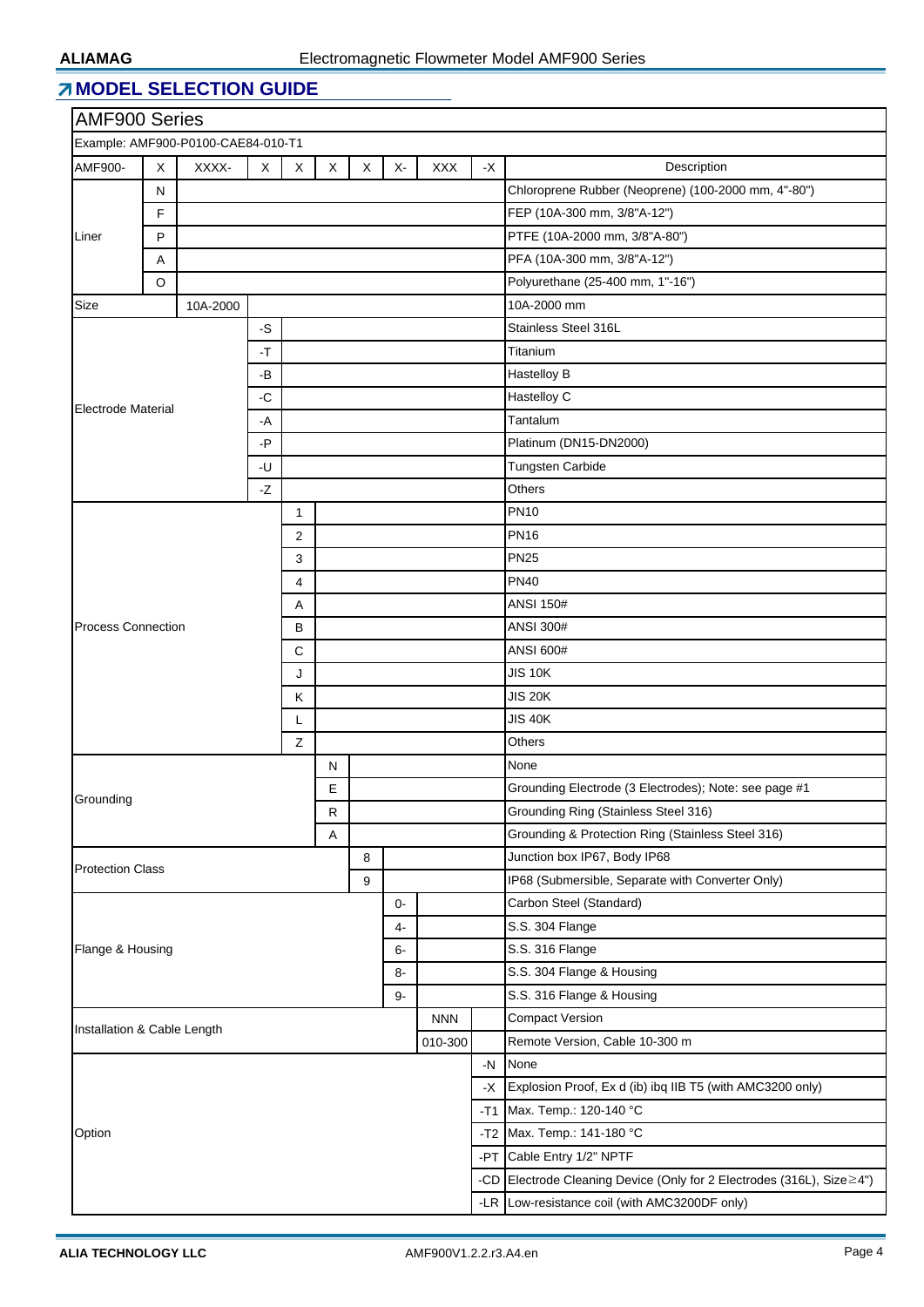## MODEL SELECTION GUIDE

| AMF900 Series | | | | | | | | | | |
|---|---|---|---|---|---|---|---|---|---|---|
| Example: AMF900-P0100-CAE84-010-T1 | | | | | | | | | | |
| AMF900- | X | XXXX- | X | X | X | X | X- | XXX | -X | Description |
| Liner | N | | | | | | | | | Chloroprene Rubber (Neoprene) (100-2000 mm, 4"-80") |
| | F | | | | | | | | | FEP (10A-300 mm, 3/8"A-12") |
| | P | | | | | | | | | PTFE (10A-2000 mm, 3/8"A-80") |
| | A | | | | | | | | | PFA (10A-300 mm, 3/8"A-12") |
| | O | | | | | | | | | Polyurethane (25-400 mm, 1"-16") |
| Size | | 10A-2000 | | | | | | | | 10A-2000 mm |
| Electrode Material | | | -S | | | | | | | Stainless Steel 316L |
| | | | -T | | | | | | | Titanium |
| | | | -B | | | | | | | Hastelloy B |
| | | | -C | | | | | | | Hastelloy C |
| | | | -A | | | | | | | Tantalum |
| | | | -P | | | | | | | Platinum (DN15-DN2000) |
| | | | -U | | | | | | | Tungsten Carbide |
| | | | -Z | | | | | | | Others |
| Process Connection | | | | 1 | | | | | | PN10 |
| | | | | 2 | | | | | | PN16 |
| | | | | 3 | | | | | | PN25 |
| | | | | 4 | | | | | | PN40 |
| | | | | A | | | | | | ANSI 150# |
| | | | | B | | | | | | ANSI 300# |
| | | | | C | | | | | | ANSI 600# |
| | | | | J | | | | | | JIS 10K |
| | | | | K | | | | | | JIS 20K |
| | | | | L | | | | | | JIS 40K |
| | | | | Z | | | | | | Others |
| Grounding | | | | | N | | | | | None |
| | | | | | E | | | | | Grounding Electrode (3 Electrodes); Note: see page #1 |
| | | | | | R | | | | | Grounding Ring (Stainless Steel 316) |
| | | | | | A | | | | | Grounding & Protection Ring (Stainless Steel 316) |
| Protection Class | | | | | | 8 | | | | Junction box IP67, Body IP68 |
| | | | | | | 9 | | | | IP68 (Submersible, Separate with Converter Only) |
| Flange & Housing | | | | | | | 0- | | | Carbon Steel (Standard) |
| | | | | | | | 4- | | | S.S. 304 Flange |
| | | | | | | | 6- | | | S.S. 316 Flange |
| | | | | | | | 8- | | | S.S. 304 Flange & Housing |
| | | | | | | | 9- | | | S.S. 316 Flange & Housing |
| Installation & Cable Length | | | | | | | | NNN | | Compact Version |
| | | | | | | | | 010-300 | | Remote Version, Cable 10-300 m |
| Option | | | | | | | | | -N | None |
| | | | | | | | | | -X | Explosion Proof, Ex d (ib) ibq IIB T5 (with AMC3200 only) |
| | | | | | | | | | -T1 | Max. Temp.: 120-140 °C |
| | | | | | | | | | -T2 | Max. Temp.: 141-180 °C |
| | | | | | | | | | -PT | Cable Entry 1/2" NPTF |
| | | | | | | | | | -CD | Electrode Cleaning Device (Only for 2 Electrodes (316L), Size≥4") |
| | | | | | | | | | -LR | Low-resistance coil (with AMC3200DF only) |